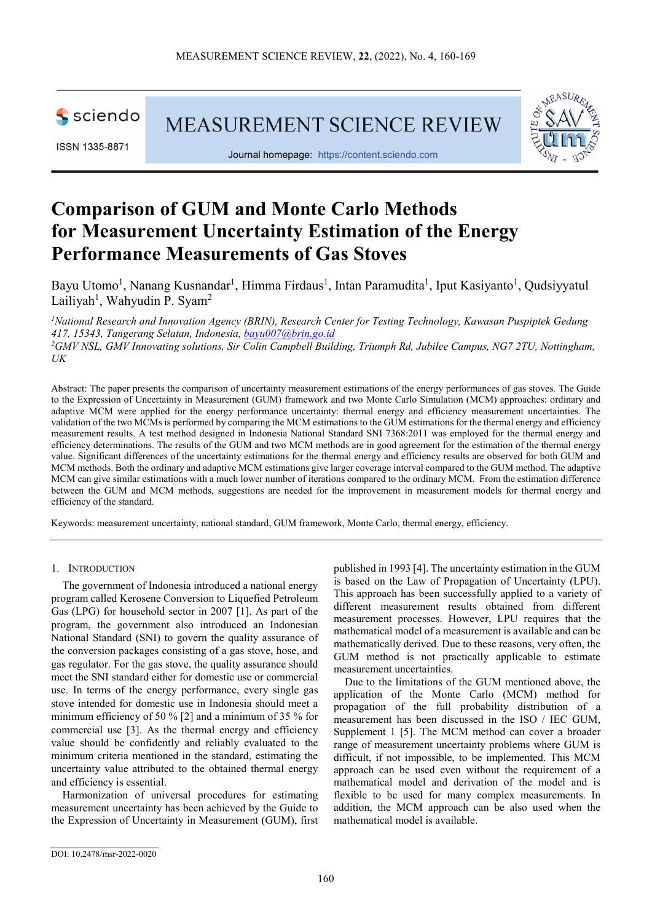# Comparison of GUM and Monte Carlo Methods for Measurement Uncertainty Estimation of the Energy Performance Measurements of Gas Stoves

Bayu Utomo[1], Nanang Kusnandar[1], Himma Firdaus[1], Intan Paramudita[1], Iput Kasiyanto[1], Qudsiyyatul Lailiyah[1], Wahyudin P. Syam[2]

*[1]National Research and Innovation Agency (BRIN), Research Center for Testing Technology, Kawasan Puspiptek Gedung 417, 15343, Tangerang Selatan, Indonesia, bayu007@brin.go.id*

*[2]GMV NSL, GMV Innovating solutions, Sir Colin Campbell Building, Triumph Rd, Jubilee Campus, NG7 2TU, Nottingham, UK*

Abstract: The paper presents the comparison of uncertainty measurement estimations of the energy performances of gas stoves. The Guide to the Expression of Uncertainty in Measurement (GUM) framework and two Monte Carlo Simulation (MCM) approaches: ordinary and adaptive MCM were applied for the energy performance uncertainty: thermal energy and efficiency measurement uncertainties. The validation of the two MCMs is performed by comparing the MCM estimations to the GUM estimations for the thermal energy and efficiency measurement results. A test method designed in Indonesia National Standard SNI 7368:2011 was employed for the thermal energy and efficiency determinations. The results of the GUM and two MCM methods are in good agreement for the estimation of the thermal energy value. Significant differences of the uncertainty estimations for the thermal energy and efficiency results are observed for both GUM and MCM methods. Both the ordinary and adaptive MCM estimations give larger coverage interval compared to the GUM method. The adaptive MCM can give similar estimations with a much lower number of iterations compared to the ordinary MCM. From the estimation difference between the GUM and MCM methods, suggestions are needed for the improvement in measurement models for thermal energy and efficiency of the standard.

Keywords: measurement uncertainty, national standard, GUM framework, Monte Carlo, thermal energy, efficiency.

## 1. INTRODUCTION

The government of Indonesia introduced a national energy program called Kerosene Conversion to Liquefied Petroleum Gas (LPG) for household sector in 2007 [1]. As part of the program, the government also introduced an Indonesian National Standard (SNI) to govern the quality assurance of the conversion packages consisting of a gas stove, hose, and gas regulator. For the gas stove, the quality assurance should meet the SNI standard either for domestic use or commercial use. In terms of the energy performance, every single gas stove intended for domestic use in Indonesia should meet a minimum efficiency of 50 % [2] and a minimum of 35 % for commercial use [3]. As the thermal energy and efficiency value should be confidently and reliably evaluated to the minimum criteria mentioned in the standard, estimating the uncertainty value attributed to the obtained thermal energy and efficiency is essential.

Harmonization of universal procedures for estimating measurement uncertainty has been achieved by the Guide to the Expression of Uncertainty in Measurement (GUM), first published in 1993 [4]. The uncertainty estimation in the GUM is based on the Law of Propagation of Uncertainty (LPU). This approach has been successfully applied to a variety of different measurement results obtained from different measurement processes. However, LPU requires that the mathematical model of a measurement is available and can be mathematically derived. Due to these reasons, very often, the GUM method is not practically applicable to estimate measurement uncertainties.

Due to the limitations of the GUM mentioned above, the application of the Monte Carlo (MCM) method for propagation of the full probability distribution of a measurement has been discussed in the ISO / IEC GUM, Supplement 1 [5]. The MCM method can cover a broader range of measurement uncertainty problems where GUM is difficult, if not impossible, to be implemented. This MCM approach can be used even without the requirement of a mathematical model and derivation of the model and is flexible to be used for many complex measurements. In addition, the MCM approach can be also used when the mathematical model is available.

DOI: 10.2478/msr-2022-0020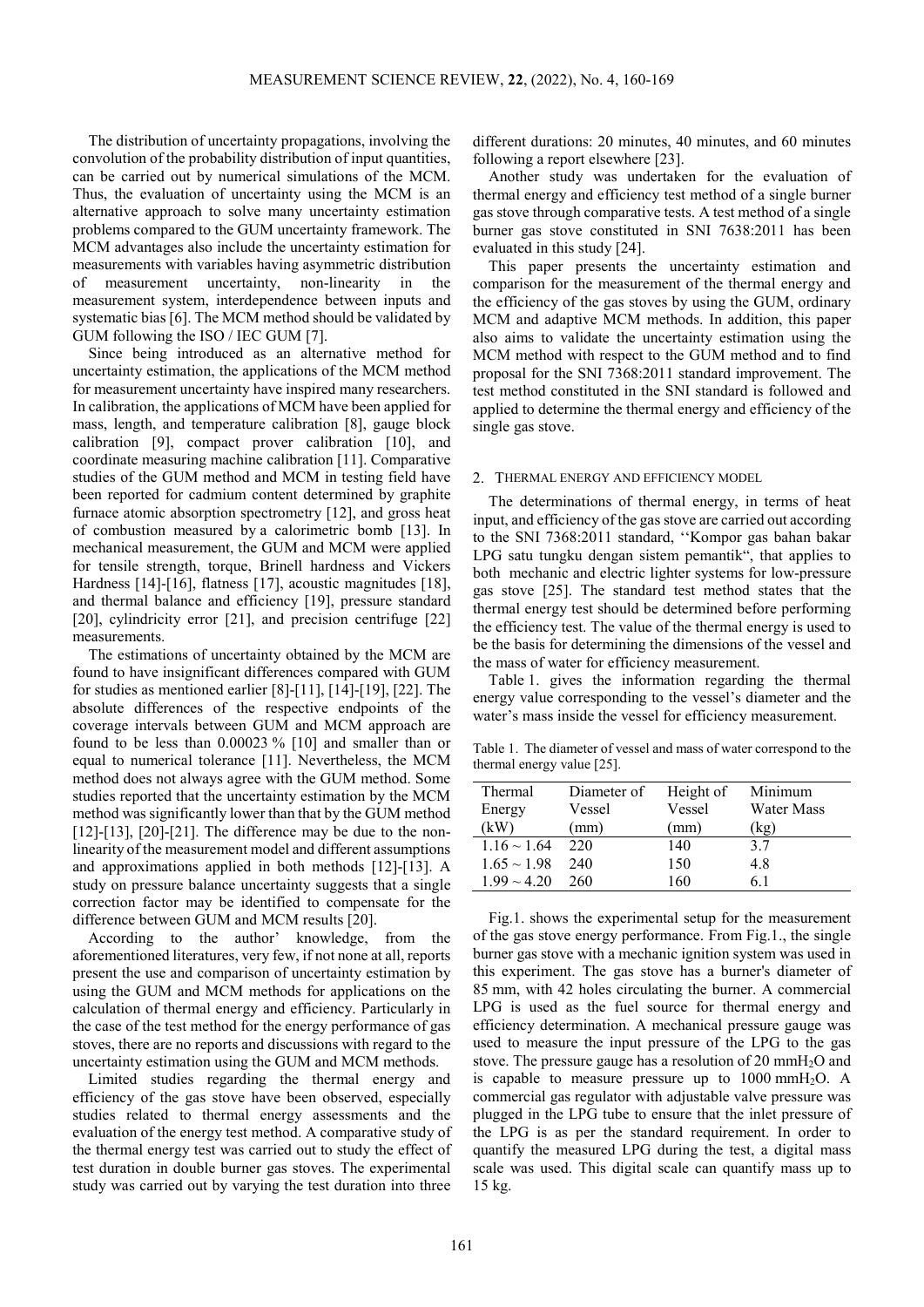The distribution of uncertainty propagations, involving the convolution of the probability distribution of input quantities, can be carried out by numerical simulations of the MCM. Thus, the evaluation of uncertainty using the MCM is an alternative approach to solve many uncertainty estimation problems compared to the GUM uncertainty framework. The MCM advantages also include the uncertainty estimation for measurements with variables having asymmetric distribution of measurement uncertainty, non-linearity in the measurement system, interdependence between inputs and systematic bias [6]. The MCM method should be validated by GUM following the ISO / IEC GUM [7].

Since being introduced as an alternative method for uncertainty estimation, the applications of the MCM method for measurement uncertainty have inspired many researchers. In calibration, the applications of MCM have been applied for mass, length, and temperature calibration [8], gauge block calibration [9], compact prover calibration [10], and coordinate measuring machine calibration [11]. Comparative studies of the GUM method and MCM in testing field have been reported for cadmium content determined by graphite furnace atomic absorption spectrometry [12], and gross heat of combustion measured by a calorimetric bomb [13]. In mechanical measurement, the GUM and MCM were applied for tensile strength, torque, Brinell hardness and Vickers Hardness [14]-[16], flatness [17], acoustic magnitudes [18], and thermal balance and efficiency [19], pressure standard [20], cylindricity error [21], and precision centrifuge [22] measurements.

The estimations of uncertainty obtained by the MCM are found to have insignificant differences compared with GUM for studies as mentioned earlier [8]-[11], [14]-[19], [22]. The absolute differences of the respective endpoints of the coverage intervals between GUM and MCM approach are found to be less than 0.00023 % [10] and smaller than or equal to numerical tolerance [11]. Nevertheless, the MCM method does not always agree with the GUM method. Some studies reported that the uncertainty estimation by the MCM method was significantly lower than that by the GUM method [12]-[13], [20]-[21]. The difference may be due to the non-linearity of the measurement model and different assumptions and approximations applied in both methods [12]-[13]. A study on pressure balance uncertainty suggests that a single correction factor may be identified to compensate for the difference between GUM and MCM results [20].

According to the author' knowledge, from the aforementioned literatures, very few, if not none at all, reports present the use and comparison of uncertainty estimation by using the GUM and MCM methods for applications on the calculation of thermal energy and efficiency. Particularly in the case of the test method for the energy performance of gas stoves, there are no reports and discussions with regard to the uncertainty estimation using the GUM and MCM methods.

Limited studies regarding the thermal energy and efficiency of the gas stove have been observed, especially studies related to thermal energy assessments and the evaluation of the energy test method. A comparative study of the thermal energy test was carried out to study the effect of test duration in double burner gas stoves. The experimental study was carried out by varying the test duration into three different durations: 20 minutes, 40 minutes, and 60 minutes following a report elsewhere [23].

Another study was undertaken for the evaluation of thermal energy and efficiency test method of a single burner gas stove through comparative tests. A test method of a single burner gas stove constituted in SNI 7638:2011 has been evaluated in this study [24].

This paper presents the uncertainty estimation and comparison for the measurement of the thermal energy and the efficiency of the gas stoves by using the GUM, ordinary MCM and adaptive MCM methods. In addition, this paper also aims to validate the uncertainty estimation using the MCM method with respect to the GUM method and to find proposal for the SNI 7368:2011 standard improvement. The test method constituted in the SNI standard is followed and applied to determine the thermal energy and efficiency of the single gas stove.

## 2. THERMAL ENERGY AND EFFICIENCY MODEL

The determinations of thermal energy, in terms of heat input, and efficiency of the gas stove are carried out according to the SNI 7368:2011 standard, ''Kompor gas bahan bakar LPG satu tungku dengan sistem pemantik", that applies to both mechanic and electric lighter systems for low-pressure gas stove [25]. The standard test method states that the thermal energy test should be determined before performing the efficiency test. The value of the thermal energy is used to be the basis for determining the dimensions of the vessel and the mass of water for efficiency measurement.

Table 1. gives the information regarding the thermal energy value corresponding to the vessel's diameter and the water's mass inside the vessel for efficiency measurement.

Table 1. The diameter of vessel and mass of water correspond to the thermal energy value [25].

| Thermal Energy (kW) | Diameter of Vessel (mm) | Height of Vessel (mm) | Minimum Water Mass (kg) |
|---|---|---|---|
| 1.16 ~ 1.64 | 220 | 140 | 3.7 |
| 1.65 ~ 1.98 | 240 | 150 | 4.8 |
| 1.99 ~ 4.20 | 260 | 160 | 6.1 |

Fig.1. shows the experimental setup for the measurement of the gas stove energy performance. From Fig.1., the single burner gas stove with a mechanic ignition system was used in this experiment. The gas stove has a burner's diameter of 85 mm, with 42 holes circulating the burner. A commercial LPG is used as the fuel source for thermal energy and efficiency determination. A mechanical pressure gauge was used to measure the input pressure of the LPG to the gas stove. The pressure gauge has a resolution of 20 mm$H_2O$ and is capable to measure pressure up to 1000 mm$H_2O$. A commercial gas regulator with adjustable valve pressure was plugged in the LPG tube to ensure that the inlet pressure of the LPG is as per the standard requirement. In order to quantify the measured LPG during the test, a digital mass scale was used. This digital scale can quantify mass up to 15 kg.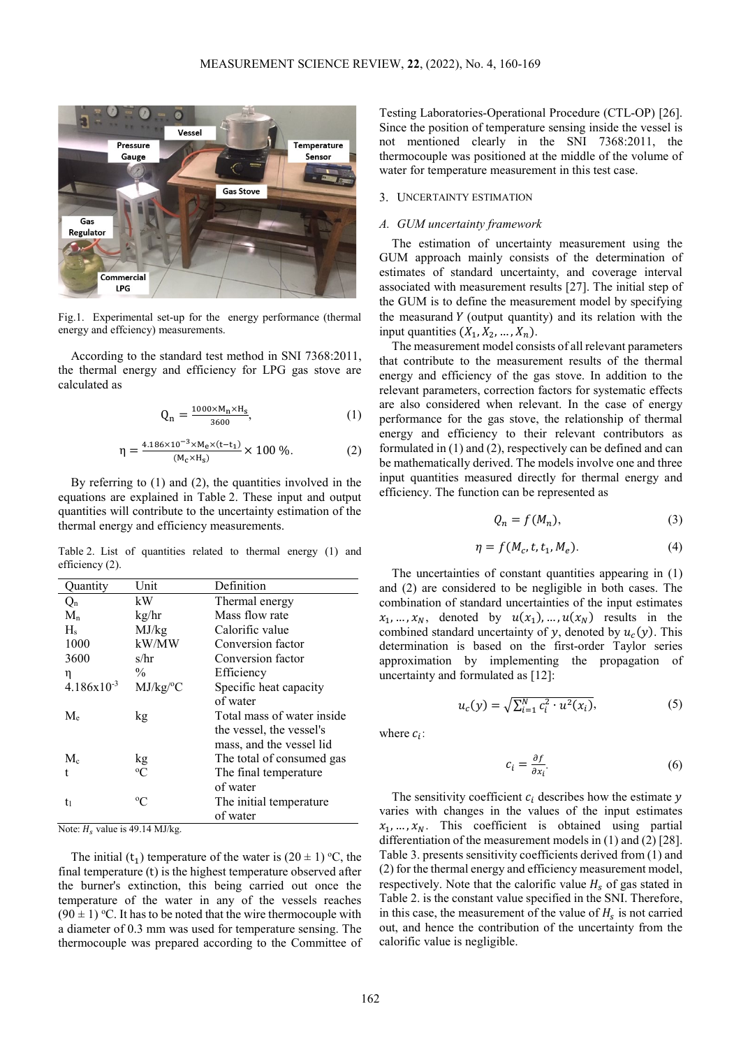Fig.1. Experimental set-up for the energy performance (thermal energy and effciency) measurements.

According to the standard test method in SNI 7368:2011, the thermal energy and efficiency for LPG gas stove are calculated as

$$Q_n = \frac{1000 \times M_n \times H_s}{3600}, \tag{1}$$

$$\eta = \frac{4.186 \times 10^{-3} \times M_e \times (t - t_1)}{(M_c \times H_s)} \times 100\ \%. \tag{2}$$

By referring to (1) and (2), the quantities involved in the equations are explained in Table 2. These input and output quantities will contribute to the uncertainty estimation of the thermal energy and efficiency measurements.

Table 2. List of quantities related to thermal energy (1) and efficiency (2).

| Quantity | Unit | Definition |
|---|---|---|
| $Q_n$ | kW | Thermal energy |
| $M_n$ | kg/hr | Mass flow rate |
| $H_s$ | MJ/kg | Calorific value |
| 1000 | kW/MW | Conversion factor |
| 3600 | s/hr | Conversion factor |
| η | % | Efficiency |
| $4.186 \times 10^{-3}$ | MJ/kg/°C | Specific heat capacity of water |
| $M_e$ | kg | Total mass of water inside the vessel, the vessel's mass, and the vessel lid |
| $M_c$ | kg | The total of consumed gas |
| t | °C | The final temperature of water |
| $t_1$ | °C | The initial temperature of water |

Note: $H_s$ value is 49.14 MJ/kg.

The initial ($t_1$) temperature of the water is (20 ± 1) °C, the final temperature (t) is the highest temperature observed after the burner's extinction, this being carried out once the temperature of the water in any of the vessels reaches (90 ± 1) °C. It has to be noted that the wire thermocouple with a diameter of 0.3 mm was used for temperature sensing. The thermocouple was prepared according to the Committee of Testing Laboratories-Operational Procedure (CTL-OP) [26]. Since the position of temperature sensing inside the vessel is not mentioned clearly in the SNI 7368:2011, the thermocouple was positioned at the middle of the volume of water for temperature measurement in this test case.

## 3. Uncertainty estimation

### A. GUM uncertainty framework

The estimation of uncertainty measurement using the GUM approach mainly consists of the determination of estimates of standard uncertainty, and coverage interval associated with measurement results [27]. The initial step of the GUM is to define the measurement model by specifying the measurand $Y$ (output quantity) and its relation with the input quantities $(X_1, X_2, \ldots, X_n)$.

The measurement model consists of all relevant parameters that contribute to the measurement results of the thermal energy and efficiency of the gas stove. In addition to the relevant parameters, correction factors for systematic effects are also considered when relevant. In the case of energy performance for the gas stove, the relationship of thermal energy and efficiency to their relevant contributors as formulated in (1) and (2), respectively can be defined and can be mathematically derived. The models involve one and three input quantities measured directly for thermal energy and efficiency. The function can be represented as

$$Q_n = f(M_n), \tag{3}$$

$$\eta = f(M_c, t, t_1, M_e). \tag{4}$$

The uncertainties of constant quantities appearing in (1) and (2) are considered to be negligible in both cases. The combination of standard uncertainties of the input estimates $x_1, \ldots, x_N$, denoted by $u(x_1), \ldots, u(x_N)$ results in the combined standard uncertainty of $y$, denoted by $u_c(y)$. This determination is based on the first-order Taylor series approximation by implementing the propagation of uncertainty and formulated as [12]:

$$u_c(y) = \sqrt{\sum_{i=1}^{N} c_i^2 \cdot u^2(x_i)}, \tag{5}$$

where $c_i$:

$$c_i = \frac{\partial f}{\partial x_i}. \tag{6}$$

The sensitivity coefficient $c_i$ describes how the estimate $y$ varies with changes in the values of the input estimates $x_1, \ldots, x_N$. This coefficient is obtained using partial differentiation of the measurement models in (1) and (2) [28]. Table 3. presents sensitivity coefficients derived from (1) and (2) for the thermal energy and efficiency measurement model, respectively. Note that the calorific value $H_s$ of gas stated in Table 2. is the constant value specified in the SNI. Therefore, in this case, the measurement of the value of $H_s$ is not carried out, and hence the contribution of the uncertainty from the calorific value is negligible.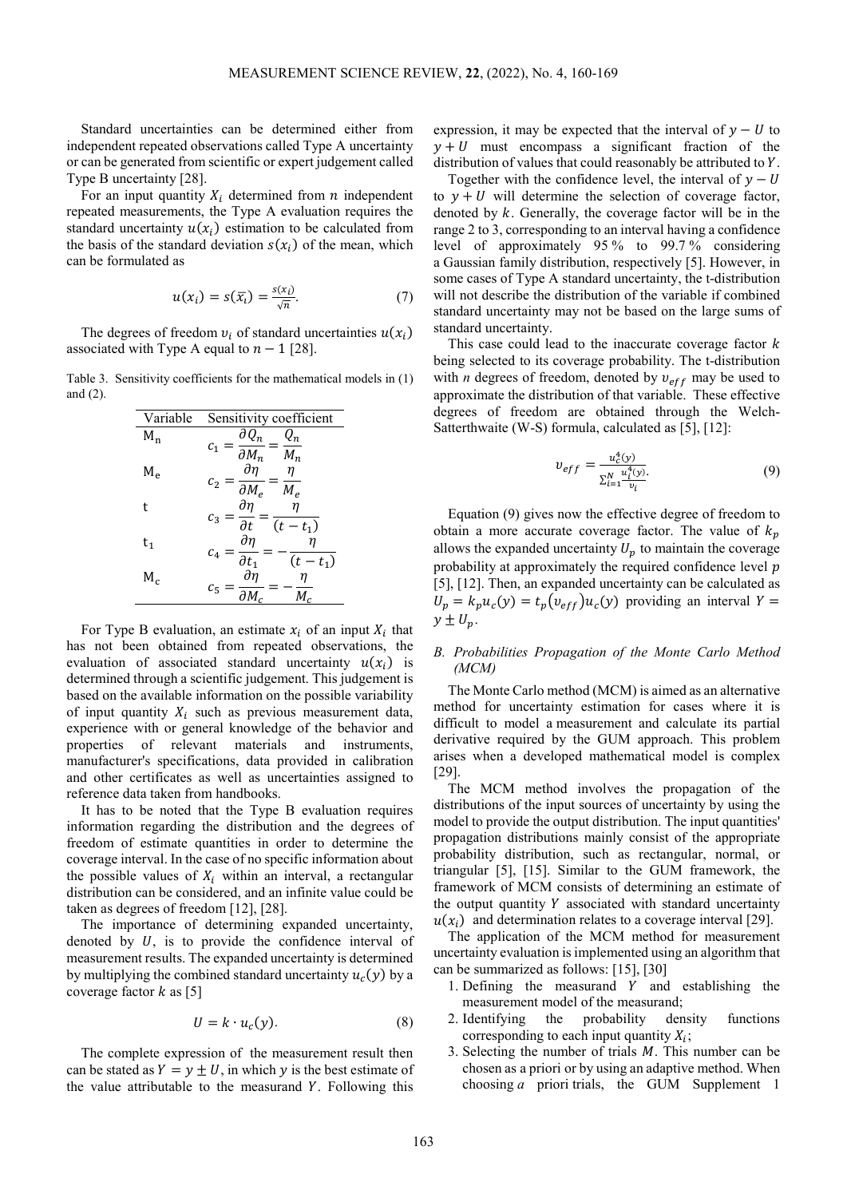Standard uncertainties can be determined either from independent repeated observations called Type A uncertainty or can be generated from scientific or expert judgement called Type B uncertainty [28].

For an input quantity $X_i$ determined from $n$ independent repeated measurements, the Type A evaluation requires the standard uncertainty $u(x_i)$ estimation to be calculated from the basis of the standard deviation $s(x_i)$ of the mean, which can be formulated as

$$u(x_i) = s(\bar{x}_i) = \frac{s(x_i)}{\sqrt{n}}. \tag{7}$$

The degrees of freedom $v_i$ of standard uncertainties $u(x_i)$ associated with Type A equal to $n-1$ [28].

Table 3. Sensitivity coefficients for the mathematical models in (1) and (2).

| Variable | Sensitivity coefficient |
|---|---|
| $M_n$ | $c_1 = \frac{\partial Q_n}{\partial M_n} = \frac{Q_n}{M_n}$ |
| $M_e$ | $c_2 = \frac{\partial \eta}{\partial M_e} = \frac{\eta}{M_e}$ |
| $t$ | $c_3 = \frac{\partial \eta}{\partial t} = \frac{\eta}{(t-t_1)}$ |
| $t_1$ | $c_4 = \frac{\partial \eta}{\partial t_1} = -\frac{\eta}{(t-t_1)}$ |
| $M_c$ | $c_5 = \frac{\partial \eta}{\partial M_c} = -\frac{\eta}{M_c}$ |

For Type B evaluation, an estimate $x_i$ of an input $X_i$ that has not been obtained from repeated observations, the evaluation of associated standard uncertainty $u(x_i)$ is determined through a scientific judgement. This judgement is based on the available information on the possible variability of input quantity $X_i$ such as previous measurement data, experience with or general knowledge of the behavior and properties of relevant materials and instruments, manufacturer's specifications, data provided in calibration and other certificates as well as uncertainties assigned to reference data taken from handbooks.

It has to be noted that the Type B evaluation requires information regarding the distribution and the degrees of freedom of estimate quantities in order to determine the coverage interval. In the case of no specific information about the possible values of $X_i$ within an interval, a rectangular distribution can be considered, and an infinite value could be taken as degrees of freedom [12], [28].

The importance of determining expanded uncertainty, denoted by $U$, is to provide the confidence interval of measurement results. The expanded uncertainty is determined by multiplying the combined standard uncertainty $u_c(y)$ by a coverage factor $k$ as [5]

$$U = k \cdot u_c(y). \tag{8}$$

The complete expression of the measurement result then can be stated as $Y = y \pm U$, in which $y$ is the best estimate of the value attributable to the measurand $Y$. Following this expression, it may be expected that the interval of $y - U$ to $y + U$ must encompass a significant fraction of the distribution of values that could reasonably be attributed to $Y$.

Together with the confidence level, the interval of $y - U$ to $y + U$ will determine the selection of coverage factor, denoted by $k$. Generally, the coverage factor will be in the range 2 to 3, corresponding to an interval having a confidence level of approximately 95 % to 99.7 % considering a Gaussian family distribution, respectively [5]. However, in some cases of Type A standard uncertainty, the t-distribution will not describe the distribution of the variable if combined standard uncertainty may not be based on the large sums of standard uncertainty.

This case could lead to the inaccurate coverage factor $k$ being selected to its coverage probability. The t-distribution with $n$ degrees of freedom, denoted by $v_{eff}$ may be used to approximate the distribution of that variable. These effective degrees of freedom are obtained through the Welch-Satterthwaite (W-S) formula, calculated as [5], [12]:

$$v_{eff} = \frac{u_c^4(y)}{\sum_{i=1}^{N} \frac{u_i^4(y)}{v_i}}. \tag{9}$$

Equation (9) gives now the effective degree of freedom to obtain a more accurate coverage factor. The value of $k_p$ allows the expanded uncertainty $U_p$ to maintain the coverage probability at approximately the required confidence level $p$ [5], [12]. Then, an expanded uncertainty can be calculated as $U_p = k_p u_c(y) = t_p(v_{eff}) u_c(y)$ providing an interval $Y = y \pm U_p$.

### *B. Probabilities Propagation of the Monte Carlo Method (MCM)*

The Monte Carlo method (MCM) is aimed as an alternative method for uncertainty estimation for cases where it is difficult to model a measurement and calculate its partial derivative required by the GUM approach. This problem arises when a developed mathematical model is complex [29].

The MCM method involves the propagation of the distributions of the input sources of uncertainty by using the model to provide the output distribution. The input quantities' propagation distributions mainly consist of the appropriate probability distribution, such as rectangular, normal, or triangular [5], [15]. Similar to the GUM framework, the framework of MCM consists of determining an estimate of the output quantity $Y$ associated with standard uncertainty $u(x_i)$ and determination relates to a coverage interval [29].

The application of the MCM method for measurement uncertainty evaluation is implemented using an algorithm that can be summarized as follows: [15], [30]

1. Defining the measurand $Y$ and establishing the measurement model of the measurand;
2. Identifying the probability density functions corresponding to each input quantity $X_i$;
3. Selecting the number of trials $M$. This number can be chosen as a priori or by using an adaptive method. When choosing *a* priori trials, the GUM Supplement 1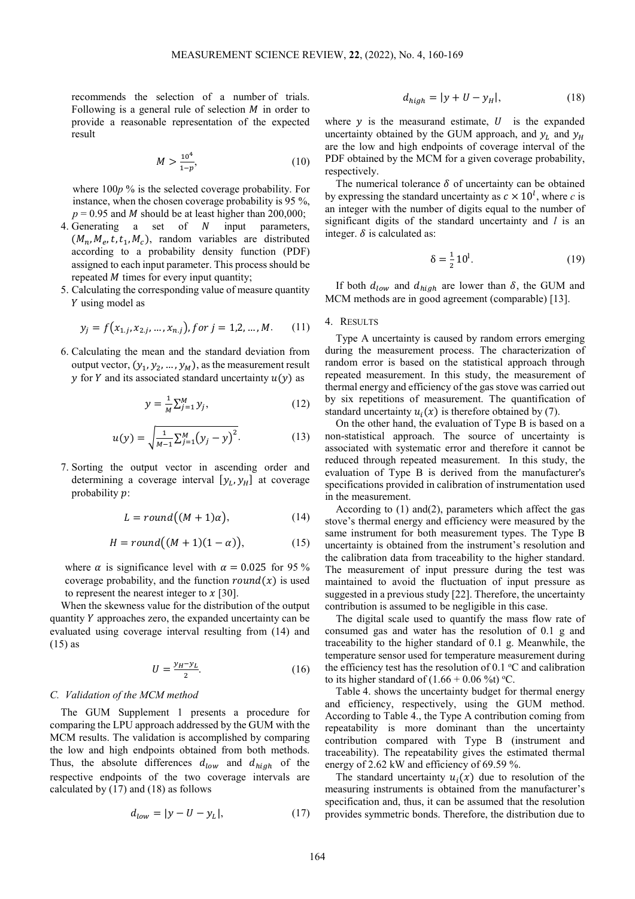recommends the selection of a number of trials. Following is a general rule of selection $M$ in order to provide a reasonable representation of the expected result

$$M > \frac{10^4}{1-p}, \tag{10}$$

where $100p$ % is the selected coverage probability. For instance, when the chosen coverage probability is 95 %, $p = 0.95$ and $M$ should be at least higher than 200,000;

4. Generating a set of $N$ input parameters, $(M_n, M_e, t, t_1, M_c)$, random variables are distributed according to a probability density function (PDF) assigned to each input parameter. This process should be repeated $M$ times for every input quantity;
5. Calculating the corresponding value of measure quantity $Y$ using model as

$$y_j = f(x_{1.j}, x_{2.j}, \ldots, x_{n.j}), for\ j = 1,2, \ldots, M. \tag{11}$$

6. Calculating the mean and the standard deviation from output vector, $(y_1, y_2, \ldots, y_M)$, as the measurement result $y$ for $Y$ and its associated standard uncertainty $u(y)$ as

$$y = \frac{1}{M}\sum_{j=1}^{M} y_j, \tag{12}$$

$$u(y) = \sqrt{\frac{1}{M-1}\sum_{j=1}^{M}(y_j - y)^2}. \tag{13}$$

7. Sorting the output vector in ascending order and determining a coverage interval $[y_L, y_H]$ at coverage probability $p$:

$$L = round((M+1)\alpha), \tag{14}$$

$$H = round((M+1)(1-\alpha)), \tag{15}$$

where $\alpha$ is significance level with $\alpha = 0.025$ for 95 % coverage probability, and the function $round(x)$ is used to represent the nearest integer to $x$ [30].

When the skewness value for the distribution of the output quantity $Y$ approaches zero, the expanded uncertainty can be evaluated using coverage interval resulting from (14) and (15) as

$$U = \frac{y_H - y_L}{2}. \tag{16}$$

### C. Validation of the MCM method

The GUM Supplement 1 presents a procedure for comparing the LPU approach addressed by the GUM with the MCM results. The validation is accomplished by comparing the low and high endpoints obtained from both methods. Thus, the absolute differences $d_{low}$ and $d_{high}$ of the respective endpoints of the two coverage intervals are calculated by (17) and (18) as follows

$$d_{low} = |y - U - y_L|, \tag{17}$$

$$d_{high} = |y + U - y_H|, \tag{18}$$

where $y$ is the measurand estimate, $U$ is the expanded uncertainty obtained by the GUM approach, and $y_L$ and $y_H$ are the low and high endpoints of coverage interval of the PDF obtained by the MCM for a given coverage probability, respectively.

The numerical tolerance $\delta$ of uncertainty can be obtained by expressing the standard uncertainty as $c \times 10^l$, where $c$ is an integer with the number of digits equal to the number of significant digits of the standard uncertainty and $l$ is an integer. $\delta$ is calculated as:

$$\delta = \frac{1}{2}10^l. \tag{19}$$

If both $d_{low}$ and $d_{high}$ are lower than $\delta$, the GUM and MCM methods are in good agreement (comparable) [13].

## 4. Results

Type A uncertainty is caused by random errors emerging during the measurement process. The characterization of random error is based on the statistical approach through repeated measurement. In this study, the measurement of thermal energy and efficiency of the gas stove was carried out by six repetitions of measurement. The quantification of standard uncertainty $u_i(x)$ is therefore obtained by (7).

On the other hand, the evaluation of Type B is based on a non-statistical approach. The source of uncertainty is associated with systematic error and therefore it cannot be reduced through repeated measurement. In this study, the evaluation of Type B is derived from the manufacturer's specifications provided in calibration of instrumentation used in the measurement.

According to (1) and(2), parameters which affect the gas stove's thermal energy and efficiency were measured by the same instrument for both measurement types. The Type B uncertainty is obtained from the instrument's resolution and the calibration data from traceability to the higher standard. The measurement of input pressure during the test was maintained to avoid the fluctuation of input pressure as suggested in a previous study [22]. Therefore, the uncertainty contribution is assumed to be negligible in this case.

The digital scale used to quantify the mass flow rate of consumed gas and water has the resolution of 0.1 g and traceability to the higher standard of 0.1 g. Meanwhile, the temperature sensor used for temperature measurement during the efficiency test has the resolution of 0.1 °C and calibration to its higher standard of (1.66 + 0.06 %t) °C.

Table 4. shows the uncertainty budget for thermal energy and efficiency, respectively, using the GUM method. According to Table 4., the Type A contribution coming from repeatability is more dominant than the uncertainty contribution compared with Type B (instrument and traceability). The repeatability gives the estimated thermal energy of 2.62 kW and efficiency of 69.59 %.

The standard uncertainty $u_i(x)$ due to resolution of the measuring instruments is obtained from the manufacturer's specification and, thus, it can be assumed that the resolution provides symmetric bonds. Therefore, the distribution due to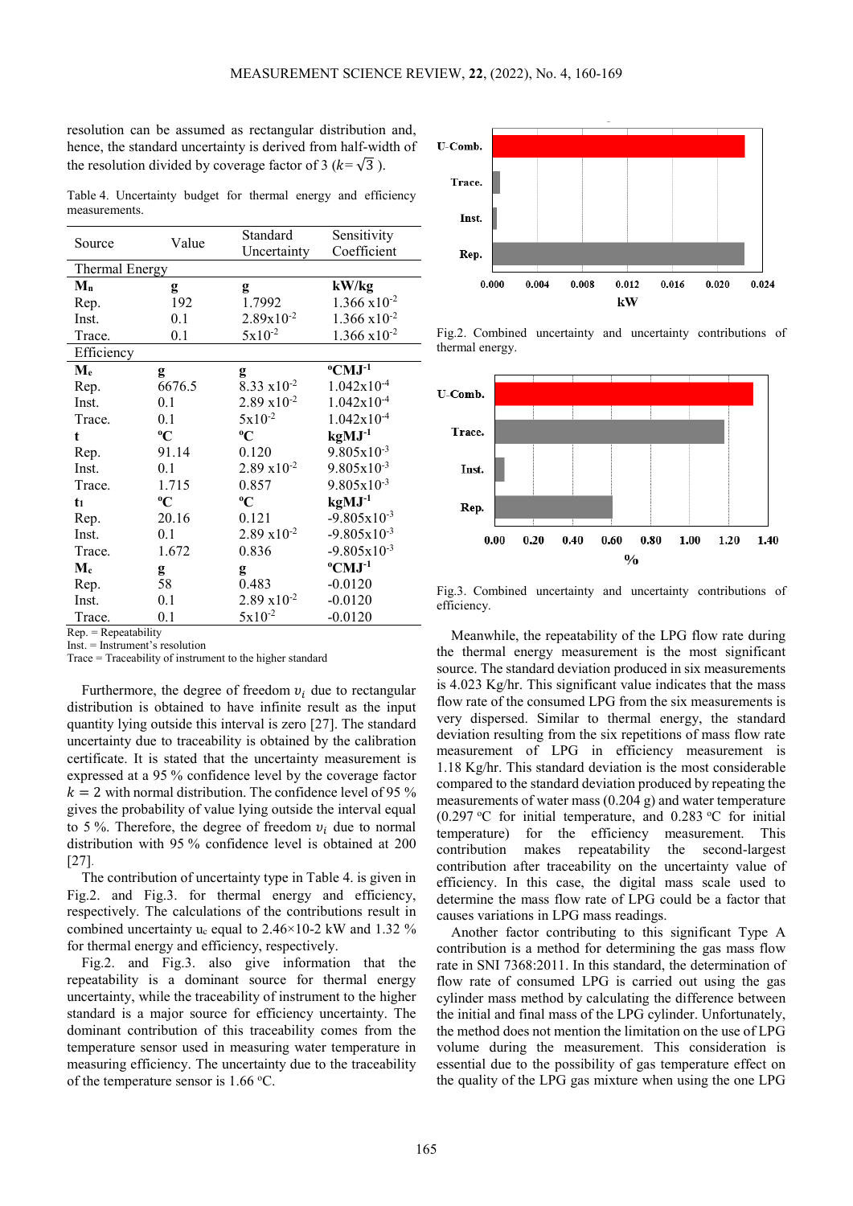resolution can be assumed as rectangular distribution and, hence, the standard uncertainty is derived from half-width of the resolution divided by coverage factor of 3 ($k = \sqrt{3}$ ).

Table 4. Uncertainty budget for thermal energy and efficiency measurements.

| Source | Value | Standard Uncertainty | Sensitivity Coefficient |
|---|---|---|---|
| Thermal Energy | | | |
| **$M_n$** | **g** | **g** | **kW/kg** |
| Rep. | 192 | 1.7992 | 1.366 x10$^{-2}$ |
| Inst. | 0.1 | 2.89x10$^{-2}$ | 1.366 x10$^{-2}$ |
| Trace. | 0.1 | 5x10$^{-2}$ | 1.366 x10$^{-2}$ |
| Efficiency | | | |
| **$M_e$** | **g** | **g** | **°CMJ$^{-1}$** |
| Rep. | 6676.5 | 8.33 x10$^{-2}$ | 1.042x10$^{-4}$ |
| Inst. | 0.1 | 2.89 x10$^{-2}$ | 1.042x10$^{-4}$ |
| Trace. | 0.1 | 5x10$^{-2}$ | 1.042x10$^{-4}$ |
| **t** | **°C** | **°C** | **kgMJ$^{-1}$** |
| Rep. | 91.14 | 0.120 | 9.805x10$^{-3}$ |
| Inst. | 0.1 | 2.89 x10$^{-2}$ | 9.805x10$^{-3}$ |
| Trace. | 1.715 | 0.857 | 9.805x10$^{-3}$ |
| **$t_1$** | **°C** | **°C** | **kgMJ$^{-1}$** |
| Rep. | 20.16 | 0.121 | -9.805x10$^{-3}$ |
| Inst. | 0.1 | 2.89 x10$^{-2}$ | -9.805x10$^{-3}$ |
| Trace. | 1.672 | 0.836 | -9.805x10$^{-3}$ |
| **$M_c$** | **g** | **g** | **°CMJ$^{-1}$** |
| Rep. | 58 | 0.483 | -0.0120 |
| Inst. | 0.1 | 2.89 x10$^{-2}$ | -0.0120 |
| Trace. | 0.1 | 5x10$^{-2}$ | -0.0120 |

Rep. = Repeatability
Inst. = Instrument's resolution
Trace = Traceability of instrument to the higher standard

Furthermore, the degree of freedom $v_i$ due to rectangular distribution is obtained to have infinite result as the input quantity lying outside this interval is zero [27]. The standard uncertainty due to traceability is obtained by the calibration certificate. It is stated that the uncertainty measurement is expressed at a 95 % confidence level by the coverage factor $k = 2$ with normal distribution. The confidence level of 95 % gives the probability of value lying outside the interval equal to 5 %. Therefore, the degree of freedom $v_i$ due to normal distribution with 95 % confidence level is obtained at 200 [27].

The contribution of uncertainty type in Table 4. is given in Fig.2. and Fig.3. for thermal energy and efficiency, respectively. The calculations of the contributions result in combined uncertainty $u_c$ equal to 2.46×10-2 kW and 1.32 % for thermal energy and efficiency, respectively.

Fig.2. and Fig.3. also give information that the repeatability is a dominant source for thermal energy uncertainty, while the traceability of instrument to the higher standard is a major source for efficiency uncertainty. The dominant contribution of this traceability comes from the temperature sensor used in measuring water temperature in measuring efficiency. The uncertainty due to the traceability of the temperature sensor is 1.66 °C.

Fig.2. Combined uncertainty and uncertainty contributions of thermal energy.

Fig.3. Combined uncertainty and uncertainty contributions of efficiency.

Meanwhile, the repeatability of the LPG flow rate during the thermal energy measurement is the most significant source. The standard deviation produced in six measurements is 4.023 Kg/hr. This significant value indicates that the mass flow rate of the consumed LPG from the six measurements is very dispersed. Similar to thermal energy, the standard deviation resulting from the six repetitions of mass flow rate measurement of LPG in efficiency measurement is 1.18 Kg/hr. This standard deviation is the most considerable compared to the standard deviation produced by repeating the measurements of water mass (0.204 g) and water temperature (0.297 °C for initial temperature, and 0.283 °C for initial temperature) for the efficiency measurement. This contribution makes repeatability the second-largest contribution after traceability on the uncertainty value of efficiency. In this case, the digital mass scale used to determine the mass flow rate of LPG could be a factor that causes variations in LPG mass readings.

Another factor contributing to this significant Type A contribution is a method for determining the gas mass flow rate in SNI 7368:2011. In this standard, the determination of flow rate of consumed LPG is carried out using the gas cylinder mass method by calculating the difference between the initial and final mass of the LPG cylinder. Unfortunately, the method does not mention the limitation on the use of LPG volume during the measurement. This consideration is essential due to the possibility of gas temperature effect on the quality of the LPG gas mixture when using the one LPG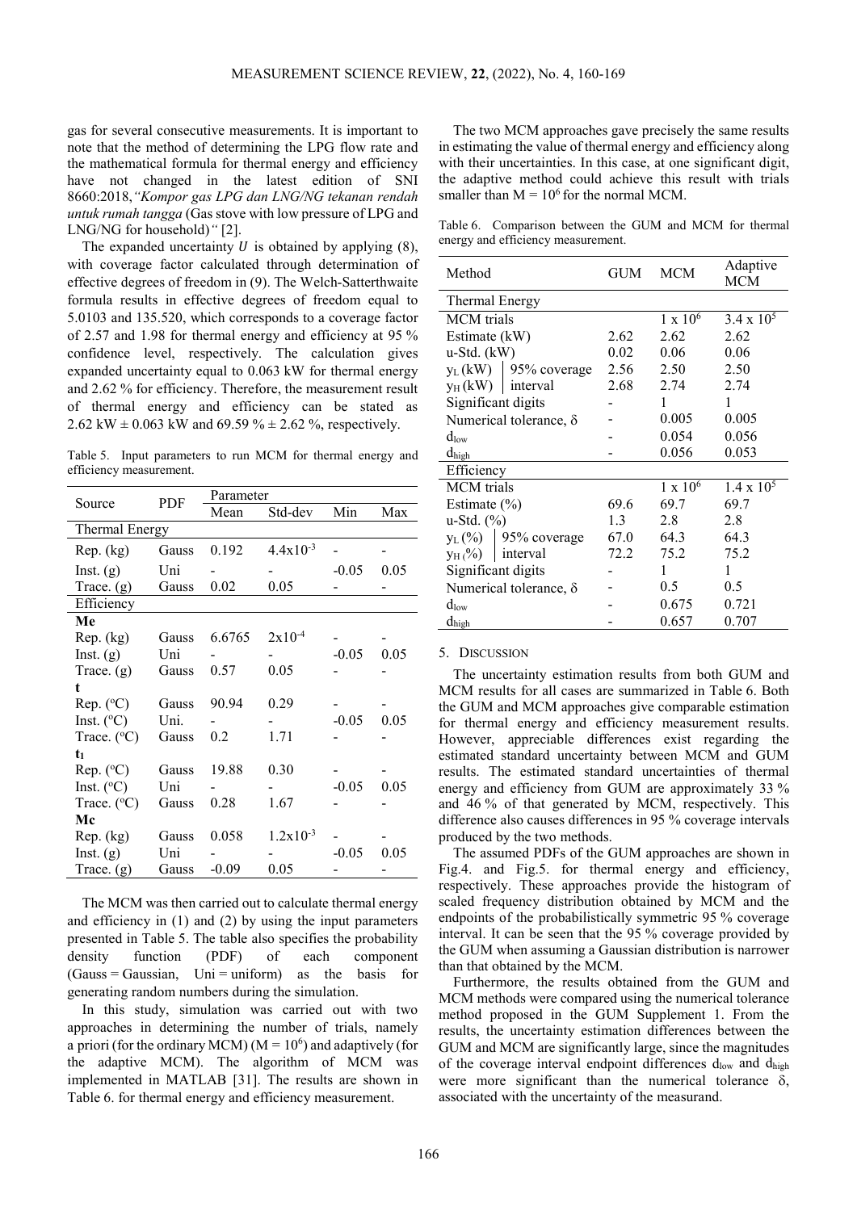gas for several consecutive measurements. It is important to note that the method of determining the LPG flow rate and the mathematical formula for thermal energy and efficiency have not changed in the latest edition of SNI 8660:2018, *"Kompor gas LPG dan LNG/NG tekanan rendah untuk rumah tangga* (Gas stove with low pressure of LPG and LNG/NG for household)*"* [2].

The expanded uncertainty $U$ is obtained by applying (8), with coverage factor calculated through determination of effective degrees of freedom in (9). The Welch-Satterthwaite formula results in effective degrees of freedom equal to 5.0103 and 135.520, which corresponds to a coverage factor of 2.57 and 1.98 for thermal energy and efficiency at 95 % confidence level, respectively. The calculation gives expanded uncertainty equal to 0.063 kW for thermal energy and 2.62 % for efficiency. Therefore, the measurement result of thermal energy and efficiency can be stated as 2.62 kW ± 0.063 kW and 69.59 % ± 2.62 %, respectively.

Table 5. Input parameters to run MCM for thermal energy and efficiency measurement.

| Source | PDF | Parameter | | | |
|---|---|---|---|---|---|
| | | Mean | Std-dev | Min | Max |
| Thermal Energy | | | | | |
| Rep. (kg) | Gauss | 0.192 | $4.4 \times 10^{-3}$ | - | - |
| Inst. (g) | Uni | - | - | -0.05 | 0.05 |
| Trace. (g) | Gauss | 0.02 | 0.05 | - | - |
| Efficiency | | | | | |
| **Me** | | | | | |
| Rep. (kg) | Gauss | 6.6765 | $2 \times 10^{-4}$ | - | - |
| Inst. (g) | Uni | - | - | -0.05 | 0.05 |
| Trace. (g) | Gauss | 0.57 | 0.05 | - | - |
| **t** | | | | | |
| Rep. (°C) | Gauss | 90.94 | 0.29 | - | - |
| Inst. (°C) | Uni. | - | - | -0.05 | 0.05 |
| Trace. (°C) | Gauss | 0.2 | 1.71 | - | - |
| **$t_1$** | | | | | |
| Rep. (°C) | Gauss | 19.88 | 0.30 | - | - |
| Inst. (°C) | Uni | - | - | -0.05 | 0.05 |
| Trace. (°C) | Gauss | 0.28 | 1.67 | - | - |
| **Mc** | | | | | |
| Rep. (kg) | Gauss | 0.058 | $1.2 \times 10^{-3}$ | - | - |
| Inst. (g) | Uni | - | - | -0.05 | 0.05 |
| Trace. (g) | Gauss | -0.09 | 0.05 | - | - |

The MCM was then carried out to calculate thermal energy and efficiency in (1) and (2) by using the input parameters presented in Table 5. The table also specifies the probability density function (PDF) of each component (Gauss = Gaussian, Uni = uniform) as the basis for generating random numbers during the simulation.

In this study, simulation was carried out with two approaches in determining the number of trials, namely a priori (for the ordinary MCM) ($M = 10^6$) and adaptively (for the adaptive MCM). The algorithm of MCM was implemented in MATLAB [31]. The results are shown in Table 6. for thermal energy and efficiency measurement.

The two MCM approaches gave precisely the same results in estimating the value of thermal energy and efficiency along with their uncertainties. In this case, at one significant digit, the adaptive method could achieve this result with trials smaller than $M = 10^6$ for the normal MCM.

Table 6. Comparison between the GUM and MCM for thermal energy and efficiency measurement.

| Method | | GUM | MCM | Adaptive MCM |
|---|---|---|---|---|
| Thermal Energy | | | | |
| MCM trials | | | $1 \times 10^6$ | $3.4 \times 10^5$ |
| Estimate (kW) | | 2.62 | 2.62 | 2.62 |
| u-Std. (kW) | | 0.02 | 0.06 | 0.06 |
| $y_L$ (kW) | 95% coverage | 2.56 | 2.50 | 2.50 |
| $y_H$ (kW) | interval | 2.68 | 2.74 | 2.74 |
| Significant digits | | - | 1 | 1 |
| Numerical tolerance, δ | | - | 0.005 | 0.005 |
| $d_{low}$ | | - | 0.054 | 0.056 |
| $d_{high}$ | | - | 0.056 | 0.053 |
| Efficiency | | | | |
| MCM trials | | | $1 \times 10^6$ | $1.4 \times 10^5$ |
| Estimate (%) | | 69.6 | 69.7 | 69.7 |
| u-Std. (%) | | 1.3 | 2.8 | 2.8 |
| $y_L$ (%) | 95% coverage | 67.0 | 64.3 | 64.3 |
| $y_H$ (%) | interval | 72.2 | 75.2 | 75.2 |
| Significant digits | | - | 1 | 1 |
| Numerical tolerance, δ | | - | 0.5 | 0.5 |
| $d_{low}$ | | - | 0.675 | 0.721 |
| $d_{high}$ | | - | 0.657 | 0.707 |

## 5. DISCUSSION

The uncertainty estimation results from both GUM and MCM results for all cases are summarized in Table 6. Both the GUM and MCM approaches give comparable estimation for thermal energy and efficiency measurement results. However, appreciable differences exist regarding the estimated standard uncertainty between MCM and GUM results. The estimated standard uncertainties of thermal energy and efficiency from GUM are approximately 33 % and 46 % of that generated by MCM, respectively. This difference also causes differences in 95 % coverage intervals produced by the two methods.

The assumed PDFs of the GUM approaches are shown in Fig.4. and Fig.5. for thermal energy and efficiency, respectively. These approaches provide the histogram of scaled frequency distribution obtained by MCM and the endpoints of the probabilistically symmetric 95 % coverage interval. It can be seen that the 95 % coverage provided by the GUM when assuming a Gaussian distribution is narrower than that obtained by the MCM.

Furthermore, the results obtained from the GUM and MCM methods were compared using the numerical tolerance method proposed in the GUM Supplement 1. From the results, the uncertainty estimation differences between the GUM and MCM are significantly large, since the magnitudes of the coverage interval endpoint differences $d_{low}$ and $d_{high}$ were more significant than the numerical tolerance δ, associated with the uncertainty of the measurand.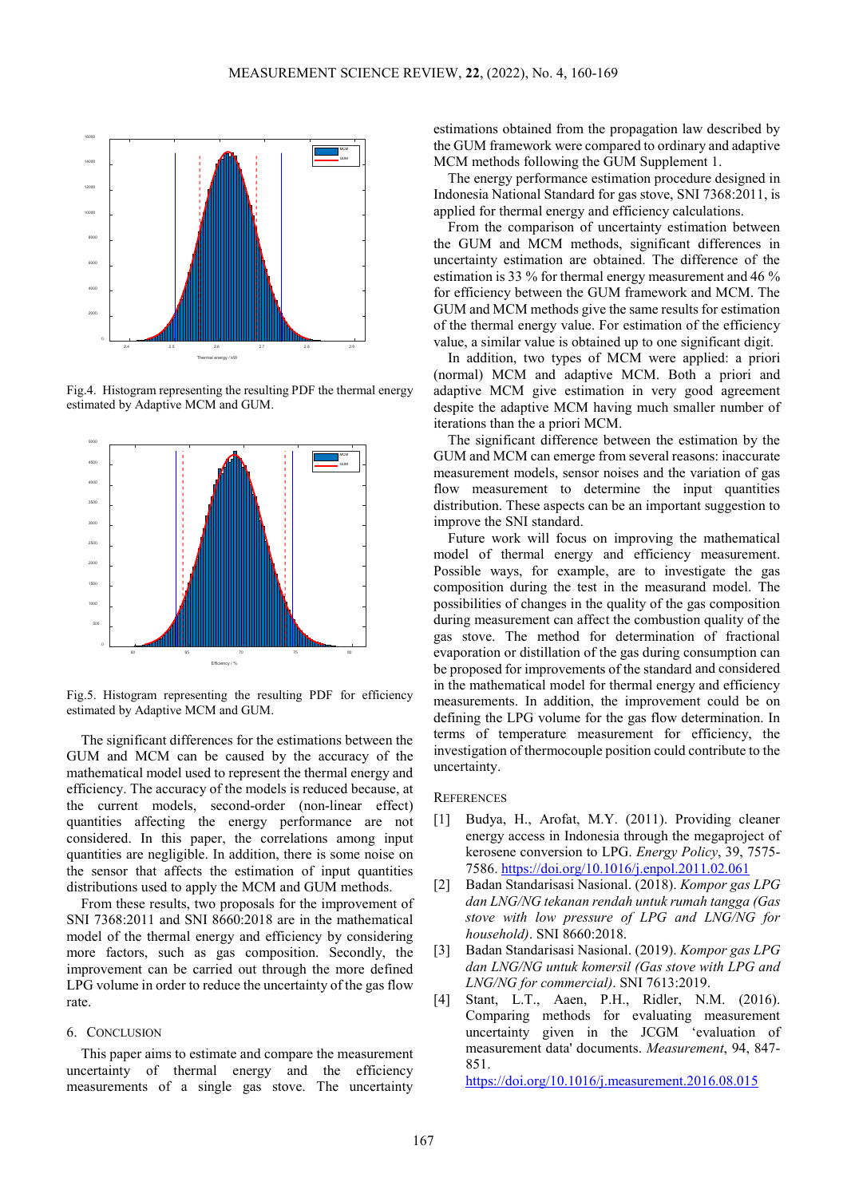Fig.4. Histogram representing the resulting PDF the thermal energy estimated by Adaptive MCM and GUM.

Fig.5. Histogram representing the resulting PDF for efficiency estimated by Adaptive MCM and GUM.

The significant differences for the estimations between the GUM and MCM can be caused by the accuracy of the mathematical model used to represent the thermal energy and efficiency. The accuracy of the models is reduced because, at the current models, second-order (non-linear effect) quantities affecting the energy performance are not considered. In this paper, the correlations among input quantities are negligible. In addition, there is some noise on the sensor that affects the estimation of input quantities distributions used to apply the MCM and GUM methods.

From these results, two proposals for the improvement of SNI 7368:2011 and SNI 8660:2018 are in the mathematical model of the thermal energy and efficiency by considering more factors, such as gas composition. Secondly, the improvement can be carried out through the more defined LPG volume in order to reduce the uncertainty of the gas flow rate.

## 6. Conclusion

This paper aims to estimate and compare the measurement uncertainty of thermal energy and the efficiency measurements of a single gas stove. The uncertainty estimations obtained from the propagation law described by the GUM framework were compared to ordinary and adaptive MCM methods following the GUM Supplement 1.

The energy performance estimation procedure designed in Indonesia National Standard for gas stove, SNI 7368:2011, is applied for thermal energy and efficiency calculations.

From the comparison of uncertainty estimation between the GUM and MCM methods, significant differences in uncertainty estimation are obtained. The difference of the estimation is 33 % for thermal energy measurement and 46 % for efficiency between the GUM framework and MCM. The GUM and MCM methods give the same results for estimation of the thermal energy value. For estimation of the efficiency value, a similar value is obtained up to one significant digit.

In addition, two types of MCM were applied: a priori (normal) MCM and adaptive MCM. Both a priori and adaptive MCM give estimation in very good agreement despite the adaptive MCM having much smaller number of iterations than the a priori MCM.

The significant difference between the estimation by the GUM and MCM can emerge from several reasons: inaccurate measurement models, sensor noises and the variation of gas flow measurement to determine the input quantities distribution. These aspects can be an important suggestion to improve the SNI standard.

Future work will focus on improving the mathematical model of thermal energy and efficiency measurement. Possible ways, for example, are to investigate the gas composition during the test in the measurand model. The possibilities of changes in the quality of the gas composition during measurement can affect the combustion quality of the gas stove. The method for determination of fractional evaporation or distillation of the gas during consumption can be proposed for improvements of the standard and considered in the mathematical model for thermal energy and efficiency measurements. In addition, the improvement could be on defining the LPG volume for the gas flow determination. In terms of temperature measurement for efficiency, the investigation of thermocouple position could contribute to the uncertainty.

## References

[1] Budya, H., Arofat, M.Y. (2011). Providing cleaner energy access in Indonesia through the megaproject of kerosene conversion to LPG. *Energy Policy*, 39, 7575-7586. https://doi.org/10.1016/j.enpol.2011.02.061

[2] Badan Standarisasi Nasional. (2018). *Kompor gas LPG dan LNG/NG tekanan rendah untuk rumah tangga (Gas stove with low pressure of LPG and LNG/NG for household)*. SNI 8660:2018.

[3] Badan Standarisasi Nasional. (2019). *Kompor gas LPG dan LNG/NG untuk komersil (Gas stove with LPG and LNG/NG for commercial)*. SNI 7613:2019.

[4] Stant, L.T., Aaen, P.H., Ridler, N.M. (2016). Comparing methods for evaluating measurement uncertainty given in the JCGM 'evaluation of measurement data' documents. *Measurement*, 94, 847-851. https://doi.org/10.1016/j.measurement.2016.08.015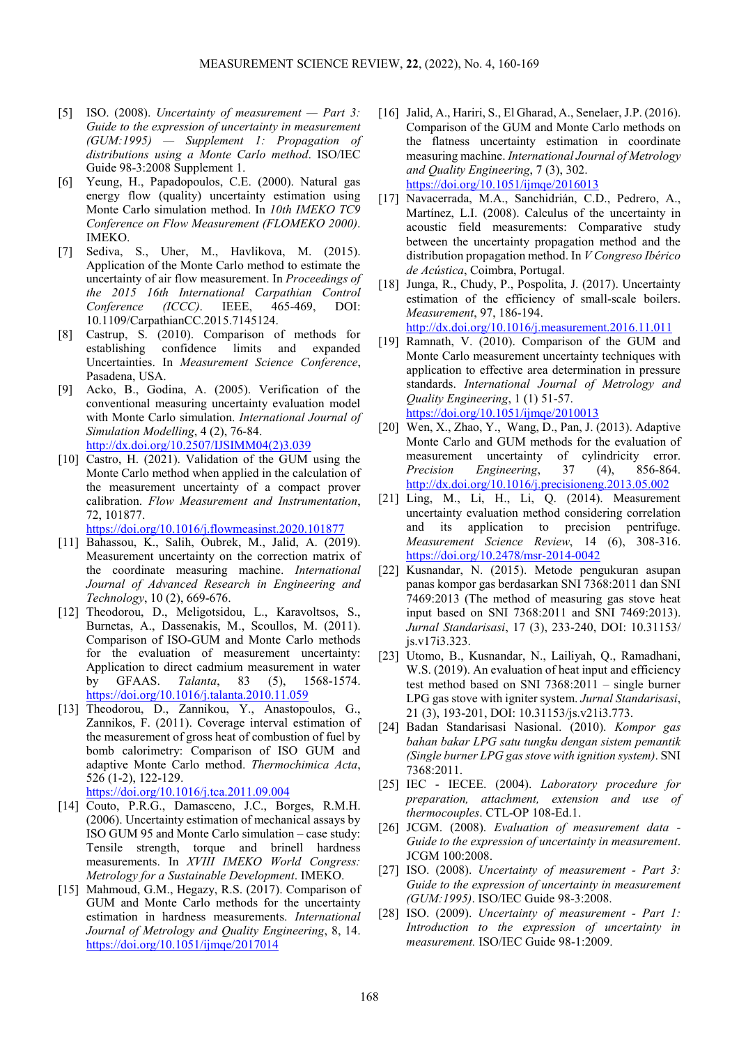[5] ISO. (2008). *Uncertainty of measurement — Part 3: Guide to the expression of uncertainty in measurement (GUM:1995) — Supplement 1: Propagation of distributions using a Monte Carlo method*. ISO/IEC Guide 98-3:2008 Supplement 1.

[6] Yeung, H., Papadopoulos, C.E. (2000). Natural gas energy flow (quality) uncertainty estimation using Monte Carlo simulation method. In *10th IMEKO TC9 Conference on Flow Measurement (FLOMEKO 2000)*. IMEKO.

[7] Sediva, S., Uher, M., Havlikova, M. (2015). Application of the Monte Carlo method to estimate the uncertainty of air flow measurement. In *Proceedings of the 2015 16th International Carpathian Control Conference (ICCC)*. IEEE, 465-469, DOI: 10.1109/CarpathianCC.2015.7145124.

[8] Castrup, S. (2010). Comparison of methods for establishing confidence limits and expanded Uncertainties. In *Measurement Science Conference*, Pasadena, USA.

[9] Acko, B., Godina, A. (2005). Verification of the conventional measuring uncertainty evaluation model with Monte Carlo simulation. *International Journal of Simulation Modelling*, 4 (2), 76-84. http://dx.doi.org/10.2507/IJSIMM04(2)3.039

[10] Castro, H. (2021). Validation of the GUM using the Monte Carlo method when applied in the calculation of the measurement uncertainty of a compact prover calibration. *Flow Measurement and Instrumentation*, 72, 101877. https://doi.org/10.1016/j.flowmeasinst.2020.101877

[11] Bahassou, K., Salih, Oubrek, M., Jalid, A. (2019). Measurement uncertainty on the correction matrix of the coordinate measuring machine. *International Journal of Advanced Research in Engineering and Technology*, 10 (2), 669-676.

[12] Theodorou, D., Meligotsidou, L., Karavoltsos, S., Burnetas, A., Dassenakis, M., Scoullos, M. (2011). Comparison of ISO-GUM and Monte Carlo methods for the evaluation of measurement uncertainty: Application to direct cadmium measurement in water by GFAAS. *Talanta*, 83 (5), 1568-1574. https://doi.org/10.1016/j.talanta.2010.11.059

[13] Theodorou, D., Zannikou, Y., Anastopoulos, G., Zannikos, F. (2011). Coverage interval estimation of the measurement of gross heat of combustion of fuel by bomb calorimetry: Comparison of ISO GUM and adaptive Monte Carlo method. *Thermochimica Acta*, 526 (1-2), 122-129. https://doi.org/10.1016/j.tca.2011.09.004

[14] Couto, P.R.G., Damasceno, J.C., Borges, R.M.H. (2006). Uncertainty estimation of mechanical assays by ISO GUM 95 and Monte Carlo simulation – case study: Tensile strength, torque and brinell hardness measurements. In *XVIII IMEKO World Congress: Metrology for a Sustainable Development*. IMEKO.

[15] Mahmoud, G.M., Hegazy, R.S. (2017). Comparison of GUM and Monte Carlo methods for the uncertainty estimation in hardness measurements. *International Journal of Metrology and Quality Engineering*, 8, 14. https://doi.org/10.1051/ijmqe/2017014

[16] Jalid, A., Hariri, S., El Gharad, A., Senelaer, J.P. (2016). Comparison of the GUM and Monte Carlo methods on the flatness uncertainty estimation in coordinate measuring machine. *International Journal of Metrology and Quality Engineering*, 7 (3), 302. https://doi.org/10.1051/ijmqe/2016013

[17] Navacerrada, M.A., Sanchidrián, C.D., Pedrero, A., Martínez, L.I. (2008). Calculus of the uncertainty in acoustic field measurements: Comparative study between the uncertainty propagation method and the distribution propagation method. In *V Congreso Ibérico de Acústica*, Coimbra, Portugal.

[18] Junga, R., Chudy, P., Pospolita, J. (2017). Uncertainty estimation of the efficiency of small-scale boilers. *Measurement*, 97, 186-194. http://dx.doi.org/10.1016/j.measurement.2016.11.011

[19] Ramnath, V. (2010). Comparison of the GUM and Monte Carlo measurement uncertainty techniques with application to effective area determination in pressure standards. *International Journal of Metrology and Quality Engineering*, 1 (1) 51-57. https://doi.org/10.1051/ijmqe/2010013

[20] Wen, X., Zhao, Y., Wang, D., Pan, J. (2013). Adaptive Monte Carlo and GUM methods for the evaluation of measurement uncertainty of cylindricity error. *Precision Engineering*, 37 (4), 856-864. http://dx.doi.org/10.1016/j.precisioneng.2013.05.002

[21] Ling, M., Li, H., Li, Q. (2014). Measurement uncertainty evaluation method considering correlation and its application to precision pentrifuge. *Measurement Science Review*, 14 (6), 308-316. https://doi.org/10.2478/msr-2014-0042

[22] Kusnandar, N. (2015). Metode pengukuran asupan panas kompor gas berdasarkan SNI 7368:2011 dan SNI 7469:2013 (The method of measuring gas stove heat input based on SNI 7368:2011 and SNI 7469:2013). *Jurnal Standarisasi*, 17 (3), 233-240, DOI: 10.31153/js.v17i3.323.

[23] Utomo, B., Kusnandar, N., Lailiyah, Q., Ramadhani, W.S. (2019). An evaluation of heat input and efficiency test method based on SNI 7368:2011 – single burner LPG gas stove with igniter system. *Jurnal Standarisasi*, 21 (3), 193-201, DOI: 10.31153/js.v21i3.773.

[24] Badan Standarisasi Nasional. (2010). *Kompor gas bahan bakar LPG satu tungku dengan sistem pemantik (Single burner LPG gas stove with ignition system)*. SNI 7368:2011.

[25] IEC - IECEE. (2004). *Laboratory procedure for preparation, attachment, extension and use of thermocouples*. CTL-OP 108-Ed.1.

[26] JCGM. (2008). *Evaluation of measurement data - Guide to the expression of uncertainty in measurement*. JCGM 100:2008.

[27] ISO. (2008). *Uncertainty of measurement - Part 3: Guide to the expression of uncertainty in measurement (GUM:1995)*. ISO/IEC Guide 98-3:2008.

[28] ISO. (2009). *Uncertainty of measurement - Part 1: Introduction to the expression of uncertainty in measurement.* ISO/IEC Guide 98-1:2009.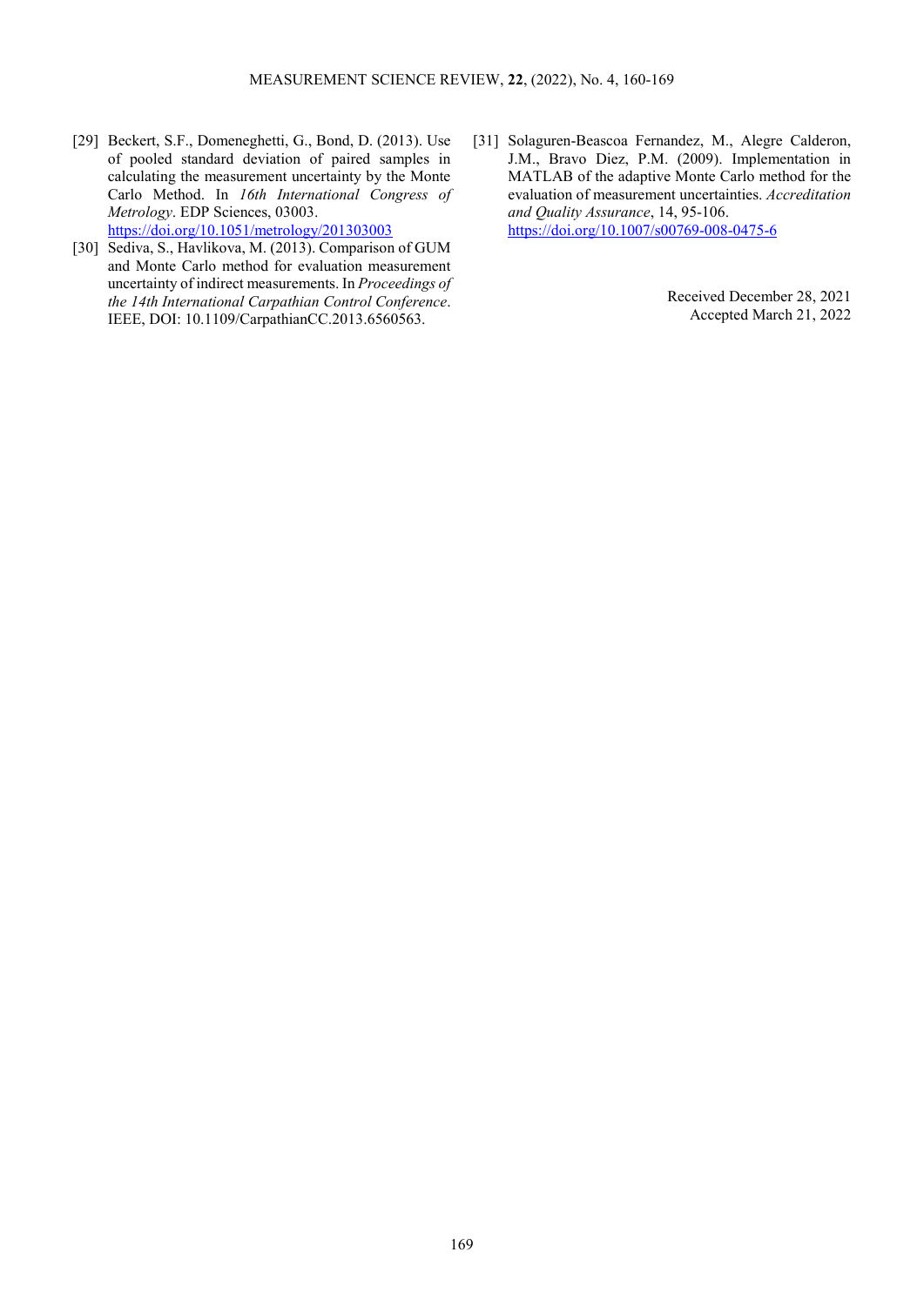[29] Beckert, S.F., Domeneghetti, G., Bond, D. (2013). Use of pooled standard deviation of paired samples in calculating the measurement uncertainty by the Monte Carlo Method. In *16th International Congress of Metrology*. EDP Sciences, 03003. https://doi.org/10.1051/metrology/201303003

[30] Sediva, S., Havlikova, M. (2013). Comparison of GUM and Monte Carlo method for evaluation measurement uncertainty of indirect measurements. In *Proceedings of the 14th International Carpathian Control Conference*. IEEE, DOI: 10.1109/CarpathianCC.2013.6560563.

[31] Solaguren-Beascoa Fernandez, M., Alegre Calderon, J.M., Bravo Diez, P.M. (2009). Implementation in MATLAB of the adaptive Monte Carlo method for the evaluation of measurement uncertainties. *Accreditation and Quality Assurance*, 14, 95-106. https://doi.org/10.1007/s00769-008-0475-6

Received December 28, 2021
Accepted March 21, 2022